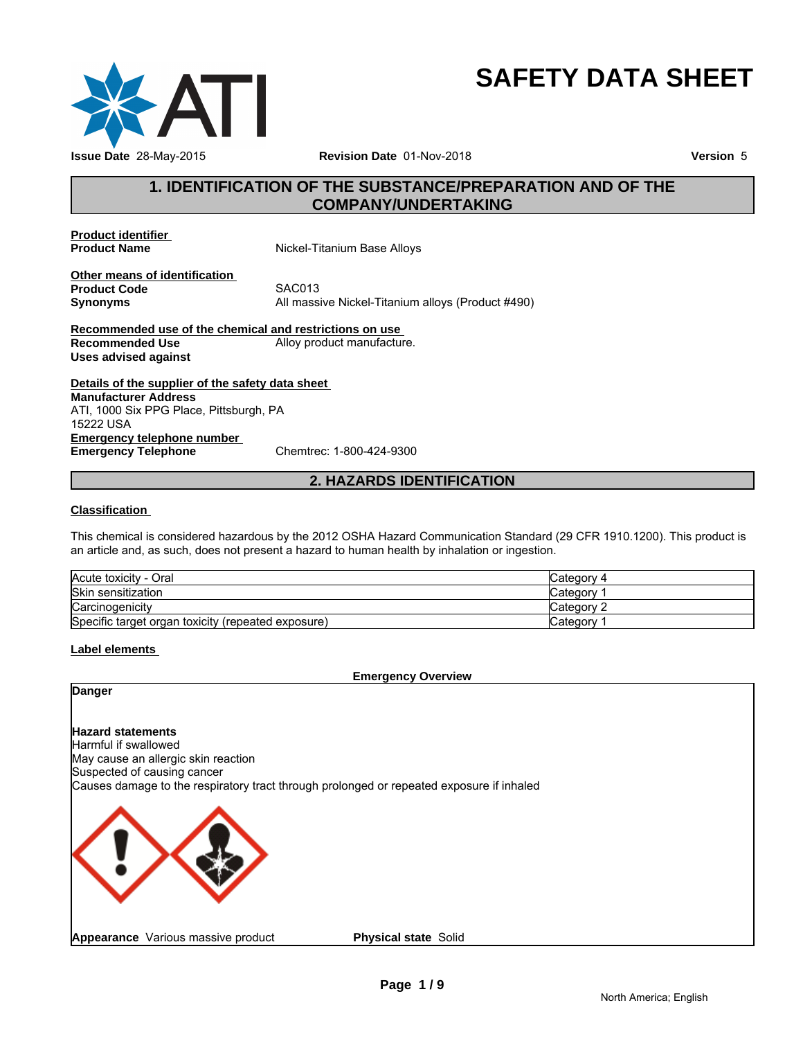# SAFETY DATA SHEET

**Issue Date** 28-May-2015 **Revision Date** 01-Nov-2018 **Version** 5

## 1. IDENTIFICATION OF THE SUBSTANCE/PREPARATION AND OF THE COMPANY/UNDERTAKING

**Product identifier**

**Product Name** Nickel-Titanium Base Alloys

**Other means of identification**

**Product Code** SAC013

**Synonyms** All massive Nickel-Titanium alloys (Product #490)

**Recommended use of the chemical and restrictions on use**

**Recommended Use** Alloy product manufacture.

**Uses advised against**

**Details of the supplier of the safety data sheet**

**Manufacturer Address**
ATI, 1000 Six PPG Place, Pittsburgh, PA
15222 USA

**Emergency telephone number**

**Emergency Telephone** Chemtrec: 1-800-424-9300

## 2. HAZARDS IDENTIFICATION

**Classification**

This chemical is considered hazardous by the 2012 OSHA Hazard Communication Standard (29 CFR 1910.1200). This product is an article and, as such, does not present a hazard to human health by inhalation or ingestion.

| Hazard | Category |
|---|---|
| Acute toxicity - Oral | Category 4 |
| Skin sensitization | Category 1 |
| Carcinogenicity | Category 2 |
| Specific target organ toxicity (repeated exposure) | Category 1 |

**Label elements**

**Emergency Overview**

**Danger**

**Hazard statements**
Harmful if swallowed
May cause an allergic skin reaction
Suspected of causing cancer
Causes damage to the respiratory tract through prolonged or repeated exposure if inhaled

**Appearance** Various massive product **Physical state** Solid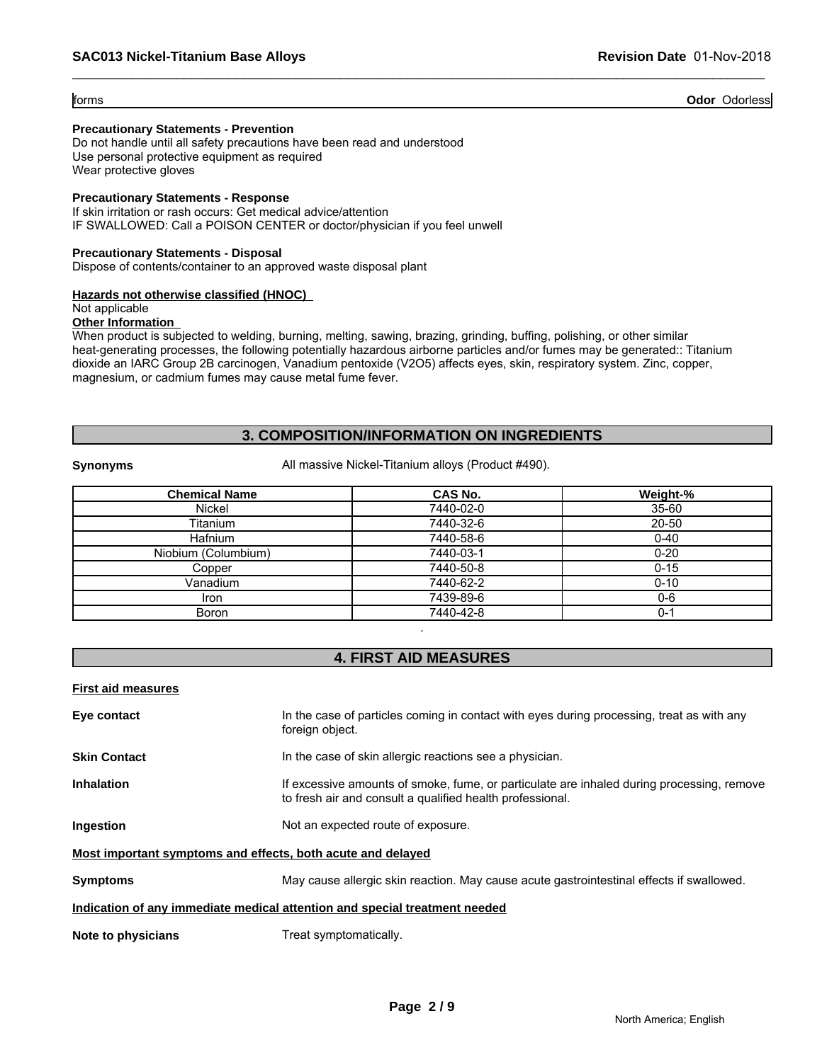forms | **Odor** Odorless

**Precautionary Statements - Prevention**
Do not handle until all safety precautions have been read and understood
Use personal protective equipment as required
Wear protective gloves

**Precautionary Statements - Response**
If skin irritation or rash occurs: Get medical advice/attention
IF SWALLOWED: Call a POISON CENTER or doctor/physician if you feel unwell

**Precautionary Statements - Disposal**
Dispose of contents/container to an approved waste disposal plant

**Hazards not otherwise classified (HNOC)**
Not applicable

**Other Information**
When product is subjected to welding, burning, melting, sawing, brazing, grinding, buffing, polishing, or other similar heat-generating processes, the following potentially hazardous airborne particles and/or fumes may be generated:: Titanium dioxide an IARC Group 2B carcinogen, Vanadium pentoxide (V2O5) affects eyes, skin, respiratory system. Zinc, copper, magnesium, or cadmium fumes may cause metal fume fever.

## 3. COMPOSITION/INFORMATION ON INGREDIENTS

**Synonyms** All massive Nickel-Titanium alloys (Product #490).

| Chemical Name | CAS No. | Weight-% |
|---|---|---|
| Nickel | 7440-02-0 | 35-60 |
| Titanium | 7440-32-6 | 20-50 |
| Hafnium | 7440-58-6 | 0-40 |
| Niobium (Columbium) | 7440-03-1 | 0-20 |
| Copper | 7440-50-8 | 0-15 |
| Vanadium | 7440-62-2 | 0-10 |
| Iron | 7439-89-6 | 0-6 |
| Boron | 7440-42-8 | 0-1 |

.

## 4. FIRST AID MEASURES

**First aid measures**

**Eye contact** In the case of particles coming in contact with eyes during processing, treat as with any foreign object.

**Skin Contact** In the case of skin allergic reactions see a physician.

**Inhalation** If excessive amounts of smoke, fume, or particulate are inhaled during processing, remove to fresh air and consult a qualified health professional.

**Ingestion** Not an expected route of exposure.

**Most important symptoms and effects, both acute and delayed**

**Symptoms** May cause allergic skin reaction. May cause acute gastrointestinal effects if swallowed.

**Indication of any immediate medical attention and special treatment needed**

**Note to physicians** Treat symptomatically.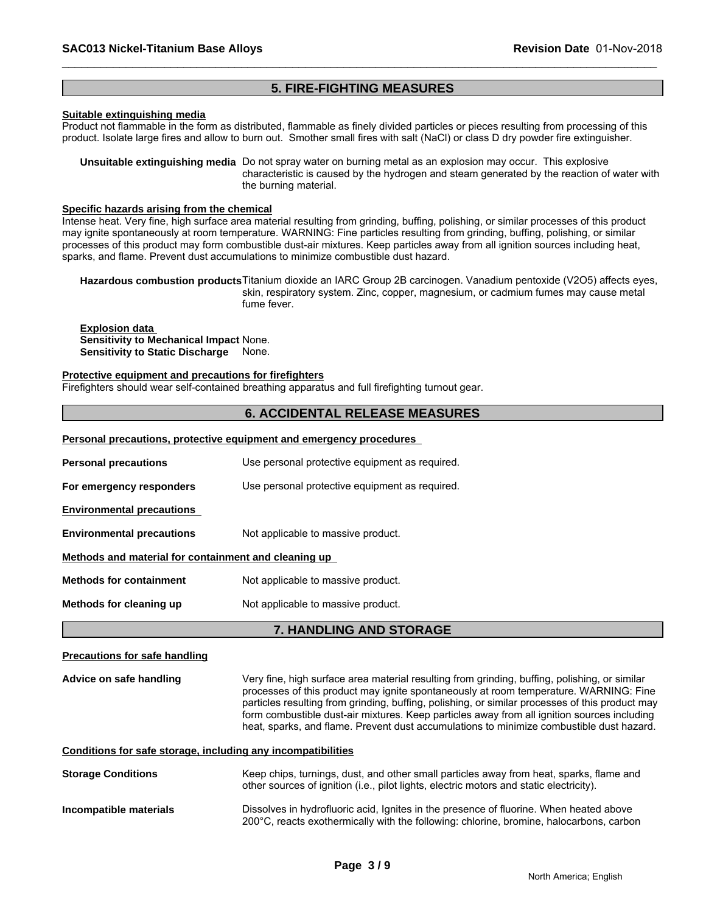## 5. FIRE-FIGHTING MEASURES

**Suitable extinguishing media**

Product not flammable in the form as distributed, flammable as finely divided particles or pieces resulting from processing of this product. Isolate large fires and allow to burn out. Smother small fires with salt (NaCl) or class D dry powder fire extinguisher.

**Unsuitable extinguishing media** Do not spray water on burning metal as an explosion may occur. This explosive characteristic is caused by the hydrogen and steam generated by the reaction of water with the burning material.

**Specific hazards arising from the chemical**

Intense heat. Very fine, high surface area material resulting from grinding, buffing, polishing, or similar processes of this product may ignite spontaneously at room temperature. WARNING: Fine particles resulting from grinding, buffing, polishing, or similar processes of this product may form combustible dust-air mixtures. Keep particles away from all ignition sources including heat, sparks, and flame. Prevent dust accumulations to minimize combustible dust hazard.

**Hazardous combustion products** Titanium dioxide an IARC Group 2B carcinogen. Vanadium pentoxide ($V_2O_5$) affects eyes, skin, respiratory system. Zinc, copper, magnesium, or cadmium fumes may cause metal fume fever.

**Explosion data**

**Sensitivity to Mechanical Impact** None.

**Sensitivity to Static Discharge** None.

**Protective equipment and precautions for firefighters**

Firefighters should wear self-contained breathing apparatus and full firefighting turnout gear.

## 6. ACCIDENTAL RELEASE MEASURES

**Personal precautions, protective equipment and emergency procedures**

**Personal precautions** Use personal protective equipment as required.

**For emergency responders** Use personal protective equipment as required.

**Environmental precautions**

**Environmental precautions** Not applicable to massive product.

**Methods and material for containment and cleaning up**

**Methods for containment** Not applicable to massive product.

**Methods for cleaning up** Not applicable to massive product.

## 7. HANDLING AND STORAGE

**Precautions for safe handling**

**Advice on safe handling** Very fine, high surface area material resulting from grinding, buffing, polishing, or similar processes of this product may ignite spontaneously at room temperature. WARNING: Fine particles resulting from grinding, buffing, polishing, or similar processes of this product may form combustible dust-air mixtures. Keep particles away from all ignition sources including heat, sparks, and flame. Prevent dust accumulations to minimize combustible dust hazard.

**Conditions for safe storage, including any incompatibilities**

**Storage Conditions** Keep chips, turnings, dust, and other small particles away from heat, sparks, flame and other sources of ignition (i.e., pilot lights, electric motors and static electricity).

**Incompatible materials** Dissolves in hydrofluoric acid, Ignites in the presence of fluorine. When heated above 200°C, reacts exothermically with the following: chlorine, bromine, halocarbons, carbon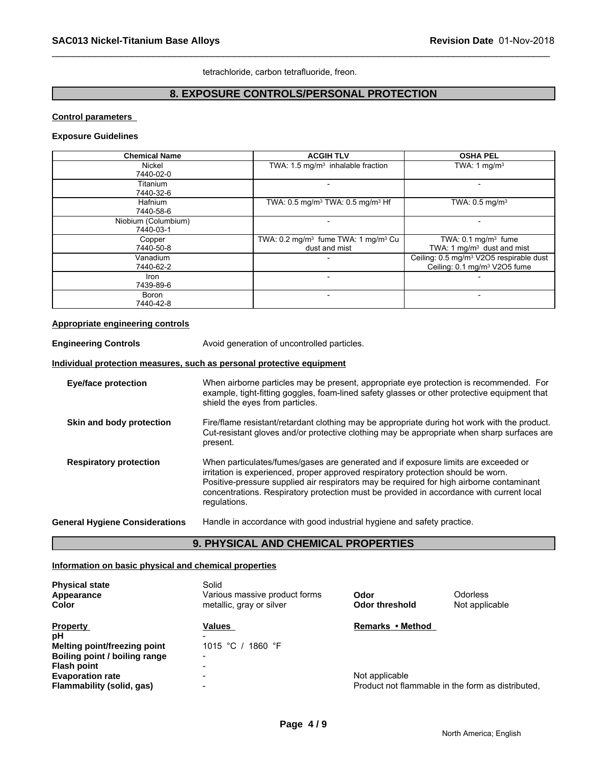tetrachloride, carbon tetrafluoride, freon.

## 8. EXPOSURE CONTROLS/PERSONAL PROTECTION

**Control parameters**

**Exposure Guidelines**

| Chemical Name | ACGIH TLV | OSHA PEL |
|---|---|---|
| Nickel<br>7440-02-0 | TWA: 1.5 mg/m³ inhalable fraction | TWA: 1 mg/m³ |
| Titanium<br>7440-32-6 | - | - |
| Hafnium<br>7440-58-6 | TWA: 0.5 mg/m³ TWA: 0.5 mg/m³ Hf | TWA: 0.5 mg/m³ |
| Niobium (Columbium)<br>7440-03-1 | - | - |
| Copper<br>7440-50-8 | TWA: 0.2 mg/m³ fume TWA: 1 mg/m³ Cu dust and mist | TWA: 0.1 mg/m³ fume<br>TWA: 1 mg/m³ dust and mist |
| Vanadium<br>7440-62-2 | - | Ceiling: 0.5 mg/m³ V2O5 respirable dust<br>Ceiling: 0.1 mg/m³ V2O5 fume |
| Iron<br>7439-89-6 | - | - |
| Boron<br>7440-42-8 | - | - |

**Appropriate engineering controls**

**Engineering Controls** Avoid generation of uncontrolled particles.

**Individual protection measures, such as personal protective equipment**

**Eye/face protection** When airborne particles may be present, appropriate eye protection is recommended. For example, tight-fitting goggles, foam-lined safety glasses or other protective equipment that shield the eyes from particles.

**Skin and body protection** Fire/flame resistant/retardant clothing may be appropriate during hot work with the product. Cut-resistant gloves and/or protective clothing may be appropriate when sharp surfaces are present.

**Respiratory protection** When particulates/fumes/gases are generated and if exposure limits are exceeded or irritation is experienced, proper approved respiratory protection should be worn. Positive-pressure supplied air respirators may be required for high airborne contaminant concentrations. Respiratory protection must be provided in accordance with current local regulations.

**General Hygiene Considerations** Handle in accordance with good industrial hygiene and safety practice.

## 9. PHYSICAL AND CHEMICAL PROPERTIES

**Information on basic physical and chemical properties**

**Physical state** Solid
**Appearance** Various massive product forms **Odor** Odorless
**Color** metallic, gray or silver **Odor threshold** Not applicable

| Property | Values | Remarks • Method |
|---|---|---|
| **pH** | - | |
| **Melting point/freezing point** | 1015 °C / 1860 °F | |
| **Boiling point / boiling range** | - | |
| **Flash point** | - | |
| **Evaporation rate** | - | Not applicable |
| **Flammability (solid, gas)** | - | Product not flammable in the form as distributed, |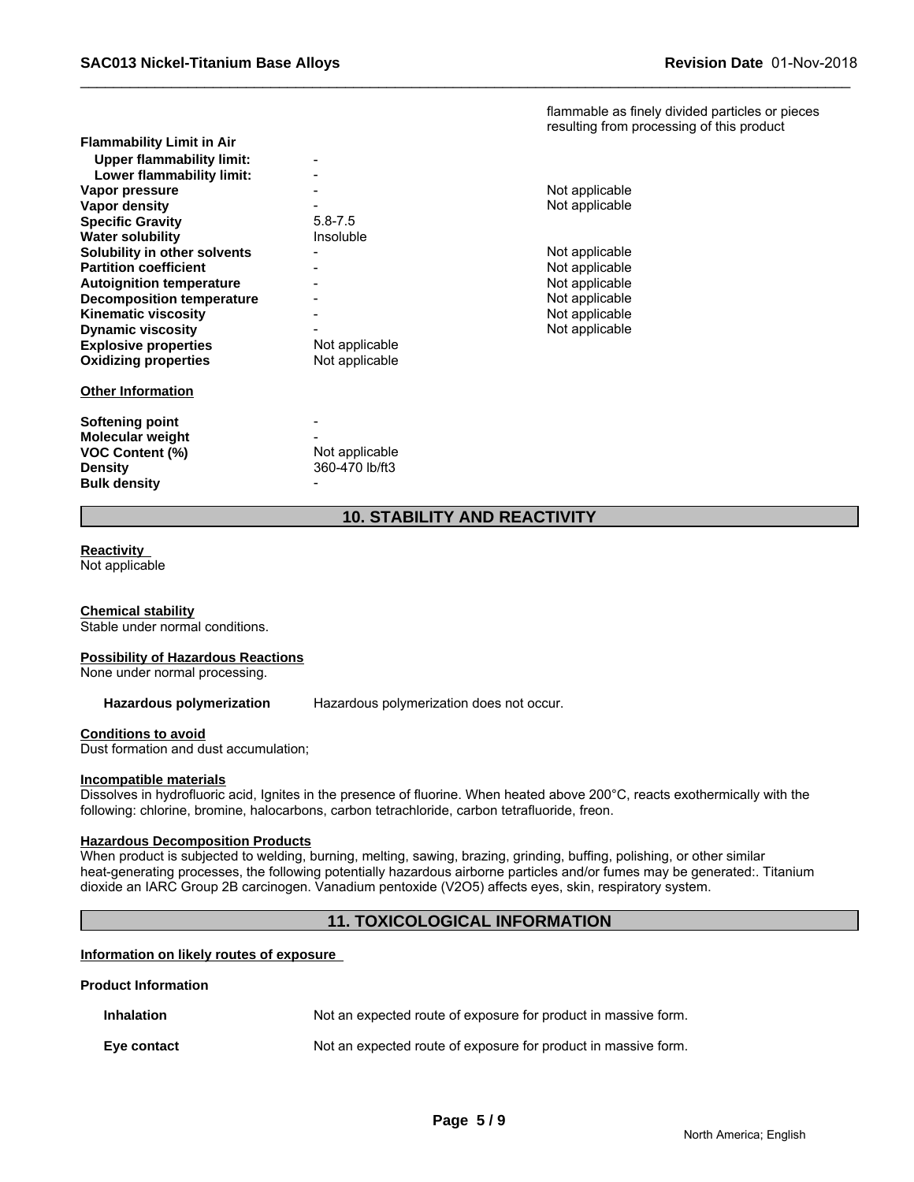| | | |
|---|---|---|
| | | flammable as finely divided particles or pieces resulting from processing of this product |
| **Flammability Limit in Air** | | |
| **Upper flammability limit:** | - | |
| **Lower flammability limit:** | - | |
| **Vapor pressure** | - | Not applicable |
| **Vapor density** | - | Not applicable |
| **Specific Gravity** | 5.8-7.5 | |
| **Water solubility** | Insoluble | |
| **Solubility in other solvents** | - | Not applicable |
| **Partition coefficient** | - | Not applicable |
| **Autoignition temperature** | - | Not applicable |
| **Decomposition temperature** | - | Not applicable |
| **Kinematic viscosity** | - | Not applicable |
| **Dynamic viscosity** | - | Not applicable |
| **Explosive properties** | Not applicable | |
| **Oxidizing properties** | Not applicable | |

**Other Information**

| | |
|---|---|
| **Softening point** | - |
| **Molecular weight** | - |
| **VOC Content (%)** | Not applicable |
| **Density** | 360-470 lb/ft3 |
| **Bulk density** | - |

## 10. STABILITY AND REACTIVITY

**Reactivity**
Not applicable

**Chemical stability**
Stable under normal conditions.

**Possibility of Hazardous Reactions**
None under normal processing.

**Hazardous polymerization** Hazardous polymerization does not occur.

**Conditions to avoid**
Dust formation and dust accumulation;

**Incompatible materials**
Dissolves in hydrofluoric acid, Ignites in the presence of fluorine. When heated above 200°C, reacts exothermically with the following: chlorine, bromine, halocarbons, carbon tetrachloride, carbon tetrafluoride, freon.

**Hazardous Decomposition Products**
When product is subjected to welding, burning, melting, sawing, brazing, grinding, buffing, polishing, or other similar heat-generating processes, the following potentially hazardous airborne particles and/or fumes may be generated:. Titanium dioxide an IARC Group 2B carcinogen. Vanadium pentoxide ($V_2O_5$) affects eyes, skin, respiratory system.

## 11. TOXICOLOGICAL INFORMATION

**Information on likely routes of exposure**

**Product Information**

| | |
|---|---|
| **Inhalation** | Not an expected route of exposure for product in massive form. |
| **Eye contact** | Not an expected route of exposure for product in massive form. |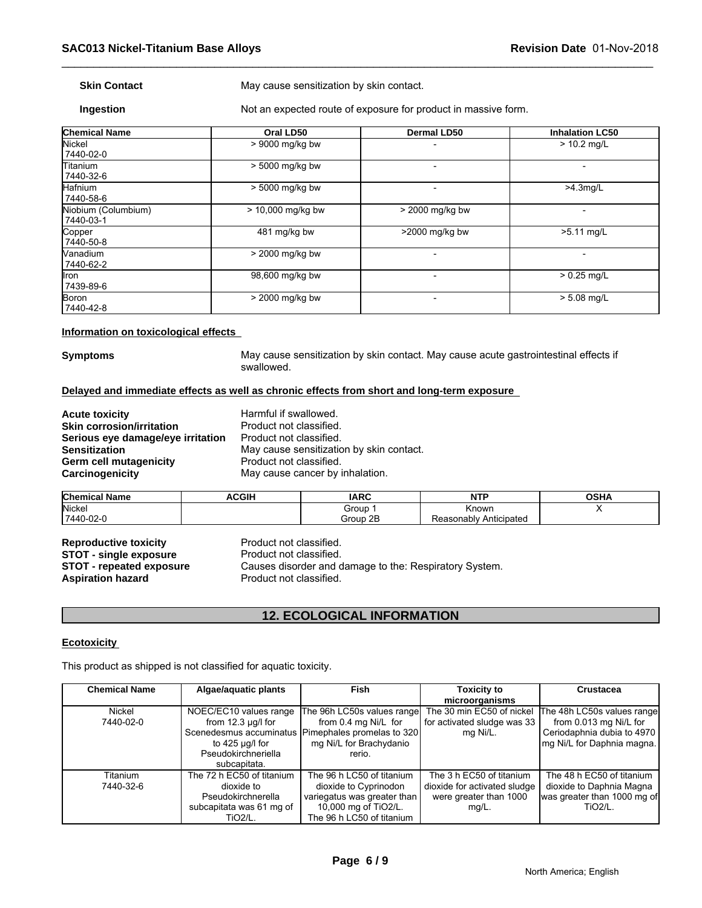**Skin Contact** May cause sensitization by skin contact.

**Ingestion** Not an expected route of exposure for product in massive form.

| Chemical Name | Oral LD50 | Dermal LD50 | Inhalation LC50 |
|---|---|---|---|
| Nickel<br>7440-02-0 | > 9000 mg/kg bw | - | > 10.2 mg/L |
| Titanium<br>7440-32-6 | > 5000 mg/kg bw | - | - |
| Hafnium<br>7440-58-6 | > 5000 mg/kg bw | - | >4.3mg/L |
| Niobium (Columbium)<br>7440-03-1 | > 10,000 mg/kg bw | > 2000 mg/kg bw | - |
| Copper<br>7440-50-8 | 481 mg/kg bw | >2000 mg/kg bw | >5.11 mg/L |
| Vanadium<br>7440-62-2 | > 2000 mg/kg bw | - | - |
| Iron<br>7439-89-6 | 98,600 mg/kg bw | - | > 0.25 mg/L |
| Boron<br>7440-42-8 | > 2000 mg/kg bw | - | > 5.08 mg/L |

**Information on toxicological effects**

**Symptoms** May cause sensitization by skin contact. May cause acute gastrointestinal effects if swallowed.

**Delayed and immediate effects as well as chronic effects from short and long-term exposure**

**Acute toxicity** Harmful if swallowed.
**Skin corrosion/irritation** Product not classified.
**Serious eye damage/eye irritation** Product not classified.
**Sensitization** May cause sensitization by skin contact.
**Germ cell mutagenicity** Product not classified.
**Carcinogenicity** May cause cancer by inhalation.

| Chemical Name | ACGIH | IARC | NTP | OSHA |
|---|---|---|---|---|
| Nickel<br>7440-02-0 | | Group 1<br>Group 2B | Known<br>Reasonably Anticipated | X |

**Reproductive toxicity** Product not classified.
**STOT - single exposure** Product not classified.
**STOT - repeated exposure** Causes disorder and damage to the: Respiratory System.
**Aspiration hazard** Product not classified.

## 12. ECOLOGICAL INFORMATION

**Ecotoxicity**

This product as shipped is not classified for aquatic toxicity.

| Chemical Name | Algae/aquatic plants | Fish | Toxicity to microorganisms | Crustacea |
|---|---|---|---|---|
| Nickel<br>7440-02-0 | NOEC/EC10 values range from 12.3 µg/l for Scenedesmus accuminatus to 425 µg/l for Pseudokirchneriella subcapitata. | The 96h LC50s values range from 0.4 mg Ni/L for Pimephales promelas to 320 mg Ni/L for Brachydanio rerio. | The 30 min EC50 of nickel for activated sludge was 33 mg Ni/L. | The 48h LC50s values range from 0.013 mg Ni/L for Ceriodaphnia dubia to 4970 mg Ni/L for Daphnia magna. |
| Titanium<br>7440-32-6 | The 72 h EC50 of titanium dioxide to Pseudokirchnerella subcapitata was 61 mg of TiO2/L. | The 96 h LC50 of titanium dioxide to Cyprinodon variegatus was greater than 10,000 mg of TiO2/L. The 96 h LC50 of titanium | The 3 h EC50 of titanium dioxide for activated sludge were greater than 1000 mg/L. | The 48 h EC50 of titanium dioxide to Daphnia Magna was greater than 1000 mg of TiO2/L. |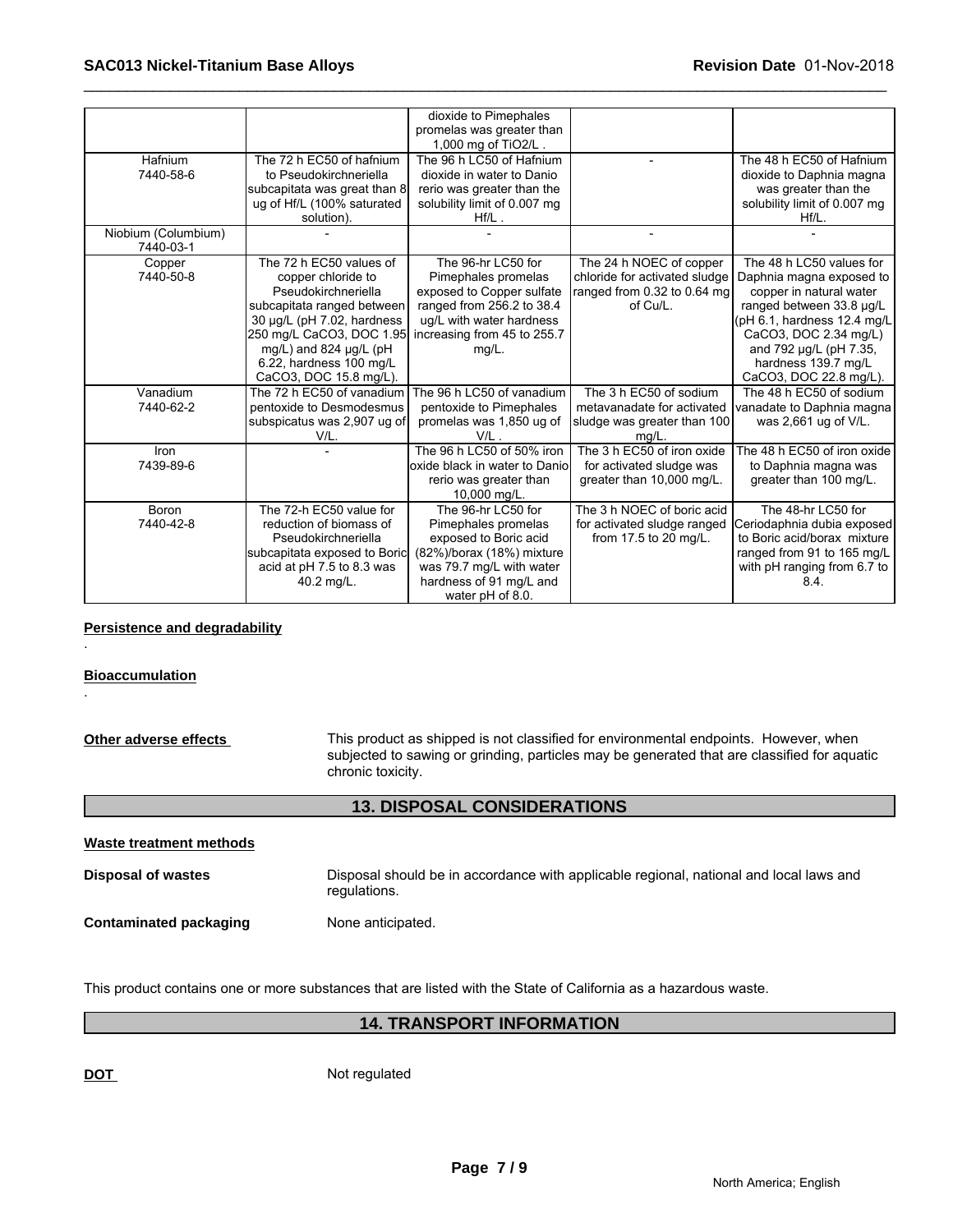| | | | | |
|---|---|---|---|---|
| | | dioxide to Pimephales promelas was greater than 1,000 mg of TiO2/L . | | |
| Hafnium 7440-58-6 | The 72 h EC50 of hafnium to Pseudokirchneriella subcapitata was great than 8 ug of Hf/L (100% saturated solution). | The 96 h LC50 of Hafnium dioxide in water to Danio rerio was greater than the solubility limit of 0.007 mg Hf/L . | - | The 48 h EC50 of Hafnium dioxide to Daphnia magna was greater than the solubility limit of 0.007 mg Hf/L. |
| Niobium (Columbium) 7440-03-1 | - | - | - | - |
| Copper 7440-50-8 | The 72 h EC50 values of copper chloride to Pseudokirchneriella subcapitata ranged between 30 µg/L (pH 7.02, hardness 250 mg/L CaCO3, DOC 1.95 mg/L) and 824 µg/L (pH 6.22, hardness 100 mg/L CaCO3, DOC 15.8 mg/L). | The 96-hr LC50 for Pimephales promelas exposed to Copper sulfate ranged from 256.2 to 38.4 ug/L with water hardness increasing from 45 to 255.7 mg/L. | The 24 h NOEC of copper chloride for activated sludge ranged from 0.32 to 0.64 mg of Cu/L. | The 48 h LC50 values for Daphnia magna exposed to copper in natural water ranged between 33.8 µg/L (pH 6.1, hardness 12.4 mg/L CaCO3, DOC 2.34 mg/L) and 792 µg/L (pH 7.35, hardness 139.7 mg/L CaCO3, DOC 22.8 mg/L). |
| Vanadium 7440-62-2 | The 72 h EC50 of vanadium pentoxide to Desmodesmus subspicatus was 2,907 ug of V/L. | The 96 h LC50 of vanadium pentoxide to Pimephales promelas was 1,850 ug of V/L . | The 3 h EC50 of sodium metavanadate for activated sludge was greater than 100 mg/L. | The 48 h EC50 of sodium vanadate to Daphnia magna was 2,661 ug of V/L. |
| Iron 7439-89-6 | - | The 96 h LC50 of 50% iron oxide black in water to Danio rerio was greater than 10,000 mg/L. | The 3 h EC50 of iron oxide for activated sludge was greater than 10,000 mg/L. | The 48 h EC50 of iron oxide to Daphnia magna was greater than 100 mg/L. |
| Boron 7440-42-8 | The 72-h EC50 value for reduction of biomass of Pseudokirchneriella subcapitata exposed to Boric acid at pH 7.5 to 8.3 was 40.2 mg/L. | The 96-hr LC50 for Pimephales promelas exposed to Boric acid (82%)/borax (18%) mixture was 79.7 mg/L with water hardness of 91 mg/L and water pH of 8.0. | The 3 h NOEC of boric acid for activated sludge ranged from 17.5 to 20 mg/L. | The 48-hr LC50 for Ceriodaphnia dubia exposed to Boric acid/borax mixture ranged from 91 to 165 mg/L with pH ranging from 6.7 to 8.4. |

**Persistence and degradability**

.

**Bioaccumulation**

.

**Other adverse effects** This product as shipped is not classified for environmental endpoints. However, when subjected to sawing or grinding, particles may be generated that are classified for aquatic chronic toxicity.

## 13. DISPOSAL CONSIDERATIONS

**Waste treatment methods**

**Disposal of wastes** Disposal should be in accordance with applicable regional, national and local laws and regulations.

**Contaminated packaging** None anticipated.

This product contains one or more substances that are listed with the State of California as a hazardous waste.

## 14. TRANSPORT INFORMATION

**DOT** Not regulated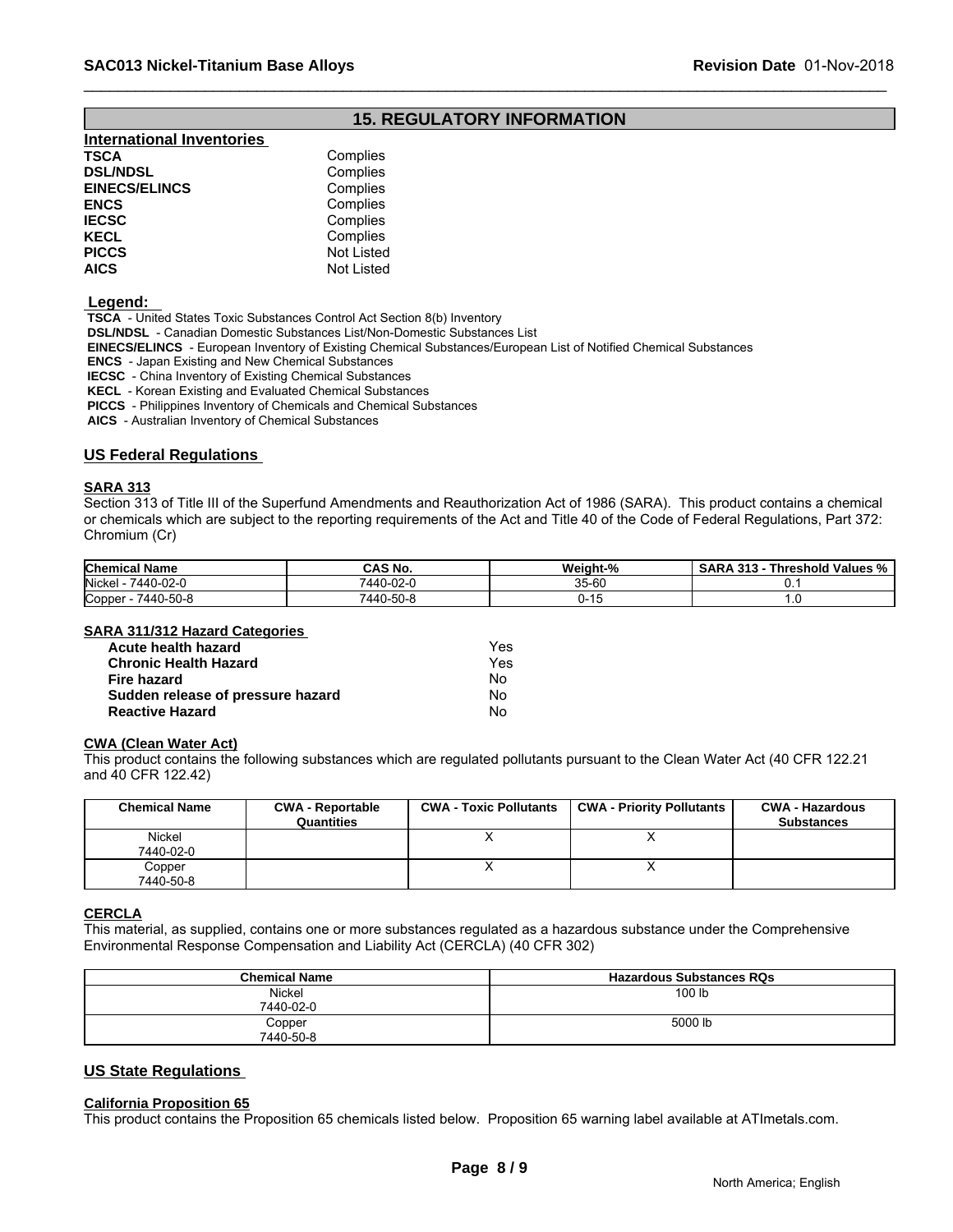## 15. REGULATORY INFORMATION

**International Inventories**

| | |
|---|---|
| **TSCA** | Complies |
| **DSL/NDSL** | Complies |
| **EINECS/ELINCS** | Complies |
| **ENCS** | Complies |
| **IECSC** | Complies |
| **KECL** | Complies |
| **PICCS** | Not Listed |
| **AICS** | Not Listed |

**Legend:**

**TSCA** - United States Toxic Substances Control Act Section 8(b) Inventory
**DSL/NDSL** - Canadian Domestic Substances List/Non-Domestic Substances List
**EINECS/ELINCS** - European Inventory of Existing Chemical Substances/European List of Notified Chemical Substances
**ENCS** - Japan Existing and New Chemical Substances
**IECSC** - China Inventory of Existing Chemical Substances
**KECL** - Korean Existing and Evaluated Chemical Substances
**PICCS** - Philippines Inventory of Chemicals and Chemical Substances
**AICS** - Australian Inventory of Chemical Substances

### US Federal Regulations

**SARA 313**

Section 313 of Title III of the Superfund Amendments and Reauthorization Act of 1986 (SARA). This product contains a chemical or chemicals which are subject to the reporting requirements of the Act and Title 40 of the Code of Federal Regulations, Part 372: Chromium (Cr)

| Chemical Name | CAS No. | Weight-% | SARA 313 - Threshold Values % |
|---|---|---|---|
| Nickel - 7440-02-0 | 7440-02-0 | 35-60 | 0.1 |
| Copper - 7440-50-8 | 7440-50-8 | 0-15 | 1.0 |

**SARA 311/312 Hazard Categories**

| | |
|---|---|
| **Acute health hazard** | Yes |
| **Chronic Health Hazard** | Yes |
| **Fire hazard** | No |
| **Sudden release of pressure hazard** | No |
| **Reactive Hazard** | No |

**CWA (Clean Water Act)**

This product contains the following substances which are regulated pollutants pursuant to the Clean Water Act (40 CFR 122.21 and 40 CFR 122.42)

| Chemical Name | CWA - Reportable Quantities | CWA - Toxic Pollutants | CWA - Priority Pollutants | CWA - Hazardous Substances |
|---|---|---|---|---|
| Nickel<br>7440-02-0 | | X | X | |
| Copper<br>7440-50-8 | | X | X | |

**CERCLA**

This material, as supplied, contains one or more substances regulated as a hazardous substance under the Comprehensive Environmental Response Compensation and Liability Act (CERCLA) (40 CFR 302)

| Chemical Name | Hazardous Substances RQs |
|---|---|
| Nickel<br>7440-02-0 | 100 lb |
| Copper<br>7440-50-8 | 5000 lb |

### US State Regulations

**California Proposition 65**

This product contains the Proposition 65 chemicals listed below. Proposition 65 warning label available at ATImetals.com.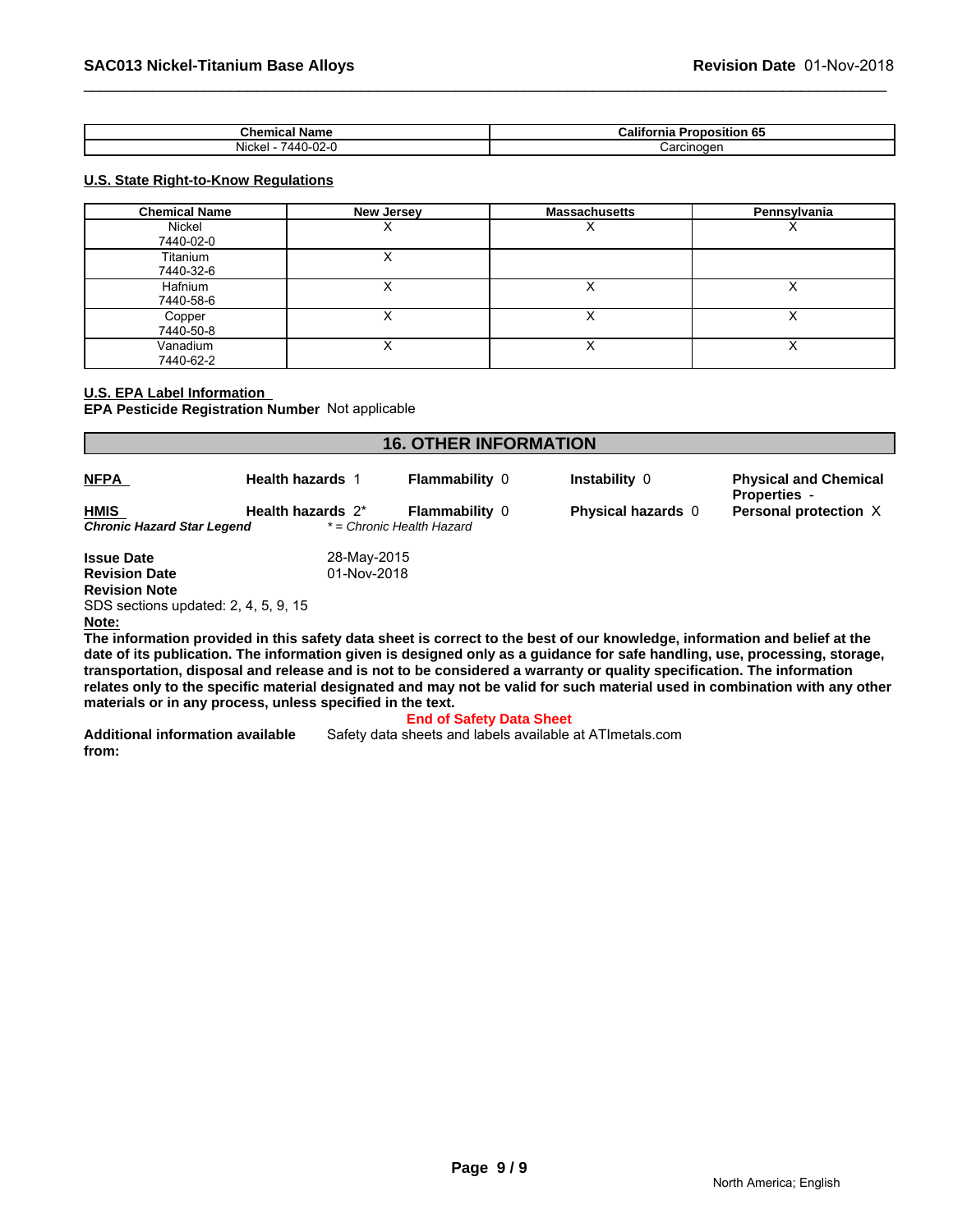| Chemical Name | California Proposition 65 |
|---|---|
| Nickel - 7440-02-0 | Carcinogen |

**U.S. State Right-to-Know Regulations**

| Chemical Name | New Jersey | Massachusetts | Pennsylvania |
|---|---|---|---|
| Nickel 7440-02-0 | X | X | X |
| Titanium 7440-32-6 | X | | |
| Hafnium 7440-58-6 | X | X | X |
| Copper 7440-50-8 | X | X | X |
| Vanadium 7440-62-2 | X | X | X |

**U.S. EPA Label Information**

**EPA Pesticide Registration Number** Not applicable

## 16. OTHER INFORMATION

| | | | | |
|---|---|---|---|---|
| **NFPA** | **Health hazards** 1 | **Flammability** 0 | **Instability** 0 | **Physical and Chemical Properties** - |
| **HMIS** | **Health hazards** 2* | **Flammability** 0 | **Physical hazards** 0 | **Personal protection** X |

***Chronic Hazard Star Legend*** *\* = Chronic Health Hazard*

**Issue Date** 28-May-2015

**Revision Date** 01-Nov-2018

**Revision Note**

SDS sections updated: 2, 4, 5, 9, 15

**Note:**

**The information provided in this safety data sheet is correct to the best of our knowledge, information and belief at the date of its publication. The information given is designed only as a guidance for safe handling, use, processing, storage, transportation, disposal and release and is not to be considered a warranty or quality specification. The information relates only to the specific material designated and may not be valid for such material used in combination with any other materials or in any process, unless specified in the text.**

**End of Safety Data Sheet**

**Additional information available from:** Safety data sheets and labels available at ATImetals.com